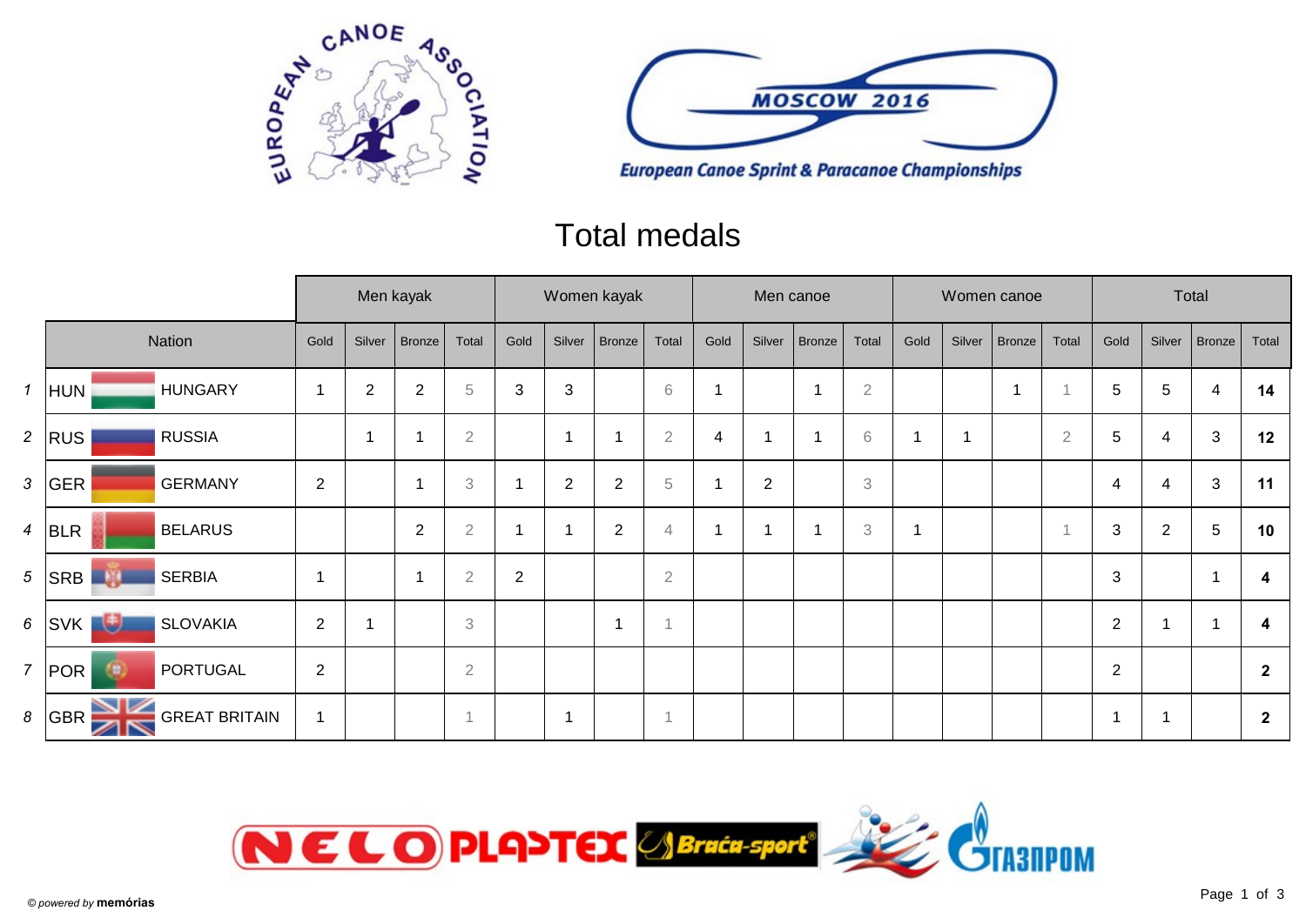European Canoe Sprint & Paracanoe Championships

MOSCOW 2016

# Total medals

| | Nation | | Men kayak | | | | Women kayak | | | | Men canoe | | | | Women canoe | | | | Total | | | |
|---|---|---|---|---|---|---|---|---|---|---|---|---|---|---|---|---|---|---|---|---|---|---|
| | | | Gold | Silver | Bronze | Total | Gold | Silver | Bronze | Total | Gold | Silver | Bronze | Total | Gold | Silver | Bronze | Total | Gold | Silver | Bronze | Total |
| 1 | HUN | HUNGARY | 1 | 2 | 2 | 5 | 3 | 3 | | 6 | 1 | | 1 | 2 | | | 1 | 1 | 5 | 5 | 4 | **14** |
| 2 | RUS | RUSSIA | | 1 | 1 | 2 | | 1 | 1 | 2 | 4 | 1 | 1 | 6 | 1 | 1 | | 2 | 5 | 4 | 3 | **12** |
| 3 | GER | GERMANY | 2 | | 1 | 3 | 1 | 2 | 2 | 5 | 1 | 2 | | 3 | | | | | 4 | 4 | 3 | **11** |
| 4 | BLR | BELARUS | | | 2 | 2 | 1 | 1 | 2 | 4 | 1 | 1 | 1 | 3 | 1 | | | 1 | 3 | 2 | 5 | **10** |
| 5 | SRB | SERBIA | 1 | | 1 | 2 | 2 | | | 2 | | | | | | | | | 3 | | 1 | **4** |
| 6 | SVK | SLOVAKIA | 2 | 1 | | 3 | | | 1 | 1 | | | | | | | | | 2 | 1 | 1 | **4** |
| 7 | POR | PORTUGAL | 2 | | | 2 | | | | | | | | | | | | | 2 | | | **2** |
| 8 | GBR | GREAT BRITAIN | 1 | | | 1 | | 1 | | 1 | | | | | | | | | 1 | 1 | | **2** |

© powered by **memórias**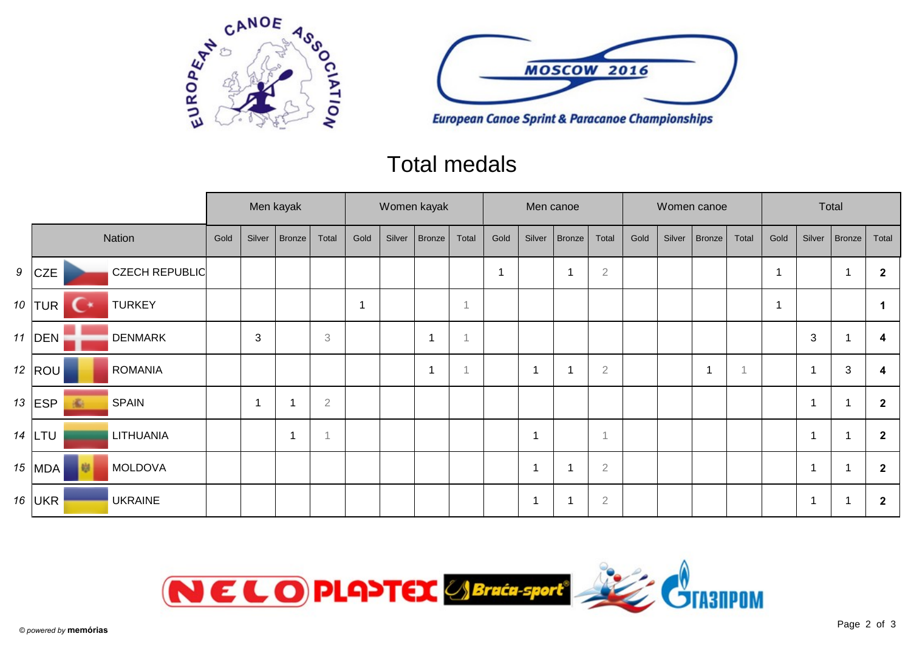European Canoe Association

MOSCOW 2016

European Canoe Sprint & Paracanoe Championships

# Total medals

| | | | Men kayak | | | | Women kayak | | | | Men canoe | | | | Women canoe | | | | Total | | | |
|---|---|---|---|---|---|---|---|---|---|---|---|---|---|---|---|---|---|---|---|---|---|---|
| | Nation | | Gold | Silver | Bronze | Total | Gold | Silver | Bronze | Total | Gold | Silver | Bronze | Total | Gold | Silver | Bronze | Total | Gold | Silver | Bronze | Total |
| 9 | CZE | CZECH REPUBLIC | | | | | | | | | 1 | | 1 | 2 | | | | | 1 | | 1 | **2** |
| 10 | TUR | TURKEY | | | | | 1 | | | 1 | | | | | | | | | 1 | | | **1** |
| 11 | DEN | DENMARK | | 3 | | 3 | | | 1 | 1 | | | | | | | | | | 3 | 1 | **4** |
| 12 | ROU | ROMANIA | | | | | | | 1 | 1 | | 1 | 1 | 2 | | | 1 | 1 | | 1 | 3 | **4** |
| 13 | ESP | SPAIN | | 1 | 1 | 2 | | | | | | | | | | | | | | 1 | 1 | **2** |
| 14 | LTU | LITHUANIA | | | 1 | 1 | | | | | | 1 | | 1 | | | | | | 1 | 1 | **2** |
| 15 | MDA | MOLDOVA | | | | | | | | | | 1 | 1 | 2 | | | | | | 1 | 1 | **2** |
| 16 | UKR | UKRAINE | | | | | | | | | | 1 | 1 | 2 | | | | | | 1 | 1 | **2** |

© *powered by* **memórias**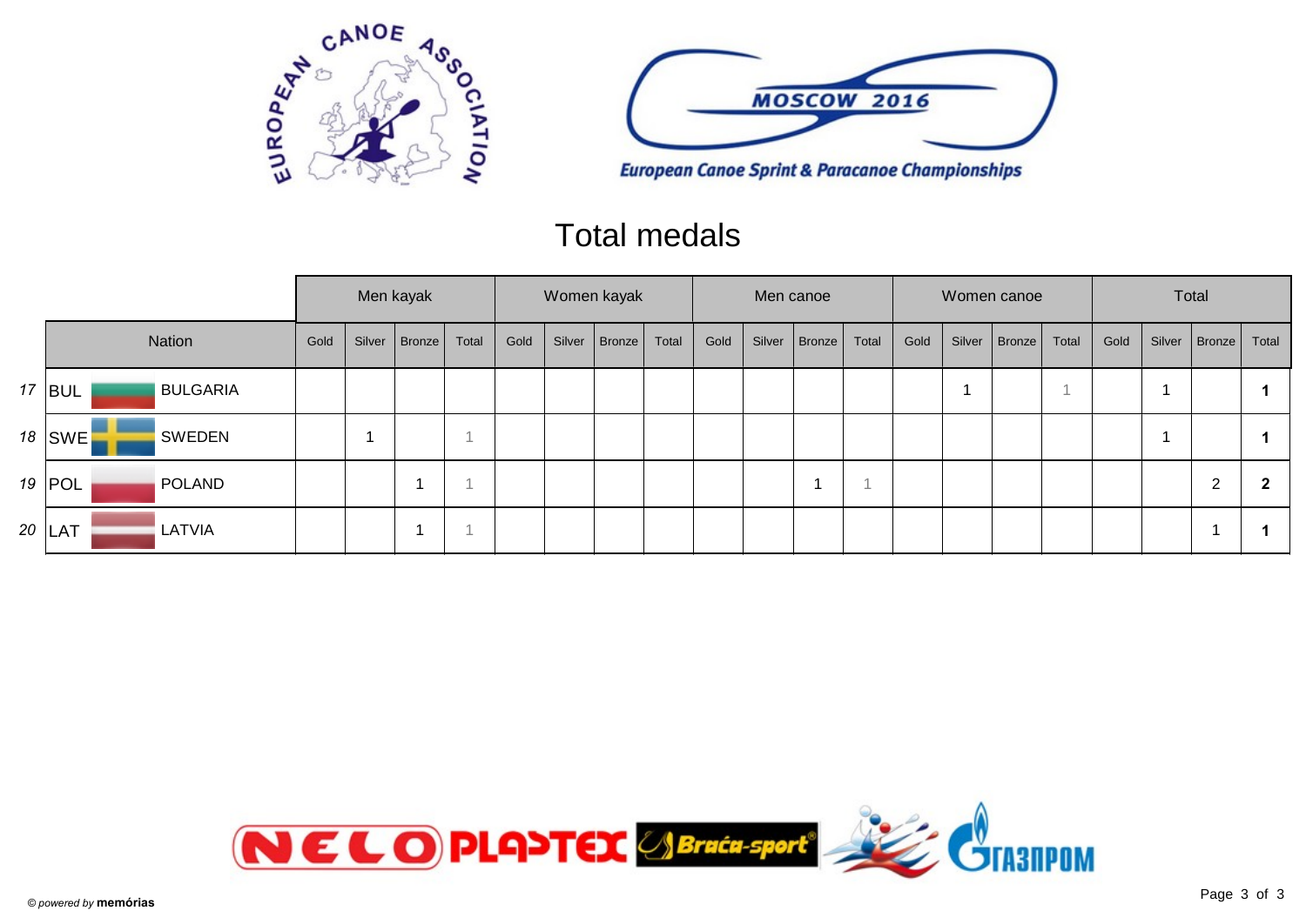European Canoe Association

MOSCOW 2016

European Canoe Sprint & Paracanoe Championships

# Total medals

| | | | Men kayak | | | | Women kayak | | | | Men canoe | | | | Women canoe | | | | Total | | | |
|---|---|---|---|---|---|---|---|---|---|---|---|---|---|---|---|---|---|---|---|---|---|---|
| | Nation | | Gold | Silver | Bronze | Total | Gold | Silver | Bronze | Total | Gold | Silver | Bronze | Total | Gold | Silver | Bronze | Total | Gold | Silver | Bronze | Total |
| 17 | BUL | BULGARIA | | | | | | | | | | | | | | 1 | | 1 | | 1 | | **1** |
| 18 | SWE | SWEDEN | | 1 | | 1 | | | | | | | | | | | | | | 1 | | **1** |
| 19 | POL | POLAND | | | 1 | 1 | | | | | | | 1 | 1 | | | | | | | 2 | **2** |
| 20 | LAT | LATVIA | | | 1 | 1 | | | | | | | | | | | | | | | 1 | **1** |

NELO PLASTEX Braća-sport ГАЗПРОМ

© *powered by* **memórias**